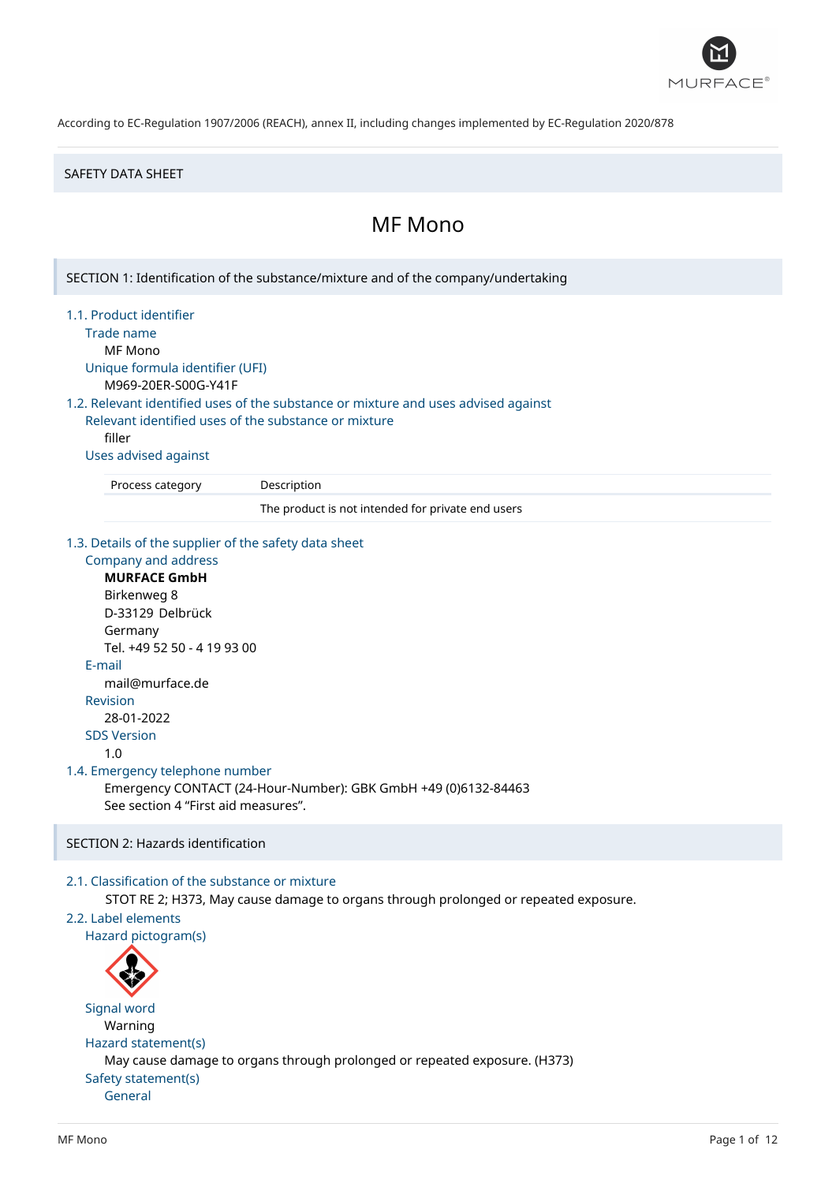According to EC-Regulation 1907/2006 (REACH), annex II, including changes implemented by EC-Regulation 2020/878

SAFETY DATA SHEET

# MF Mono

## SECTION 1: Identification of the substance/mixture and of the company/undertaking

### 1.1. Product identifier

Trade name

MF Mono

Unique formula identifier (UFI)

M969-20ER-S00G-Y41F

### 1.2. Relevant identified uses of the substance or mixture and uses advised against

Relevant identified uses of the substance or mixture

filler

Uses advised against

| Process category | Description |
|---|---|
| | The product is not intended for private end users |

### 1.3. Details of the supplier of the safety data sheet

Company and address

**MURFACE GmbH**
Birkenweg 8
D-33129 Delbrück
Germany
Tel. +49 52 50 - 4 19 93 00

E-mail

mail@murface.de

Revision

28-01-2022

SDS Version

1.0

### 1.4. Emergency telephone number

Emergency CONTACT (24-Hour-Number): GBK GmbH +49 (0)6132-84463
See section 4 "First aid measures".

## SECTION 2: Hazards identification

### 2.1. Classification of the substance or mixture

STOT RE 2; H373, May cause damage to organs through prolonged or repeated exposure.

### 2.2. Label elements

Hazard pictogram(s)

Signal word

Warning

Hazard statement(s)

May cause damage to organs through prolonged or repeated exposure. (H373)

Safety statement(s)

General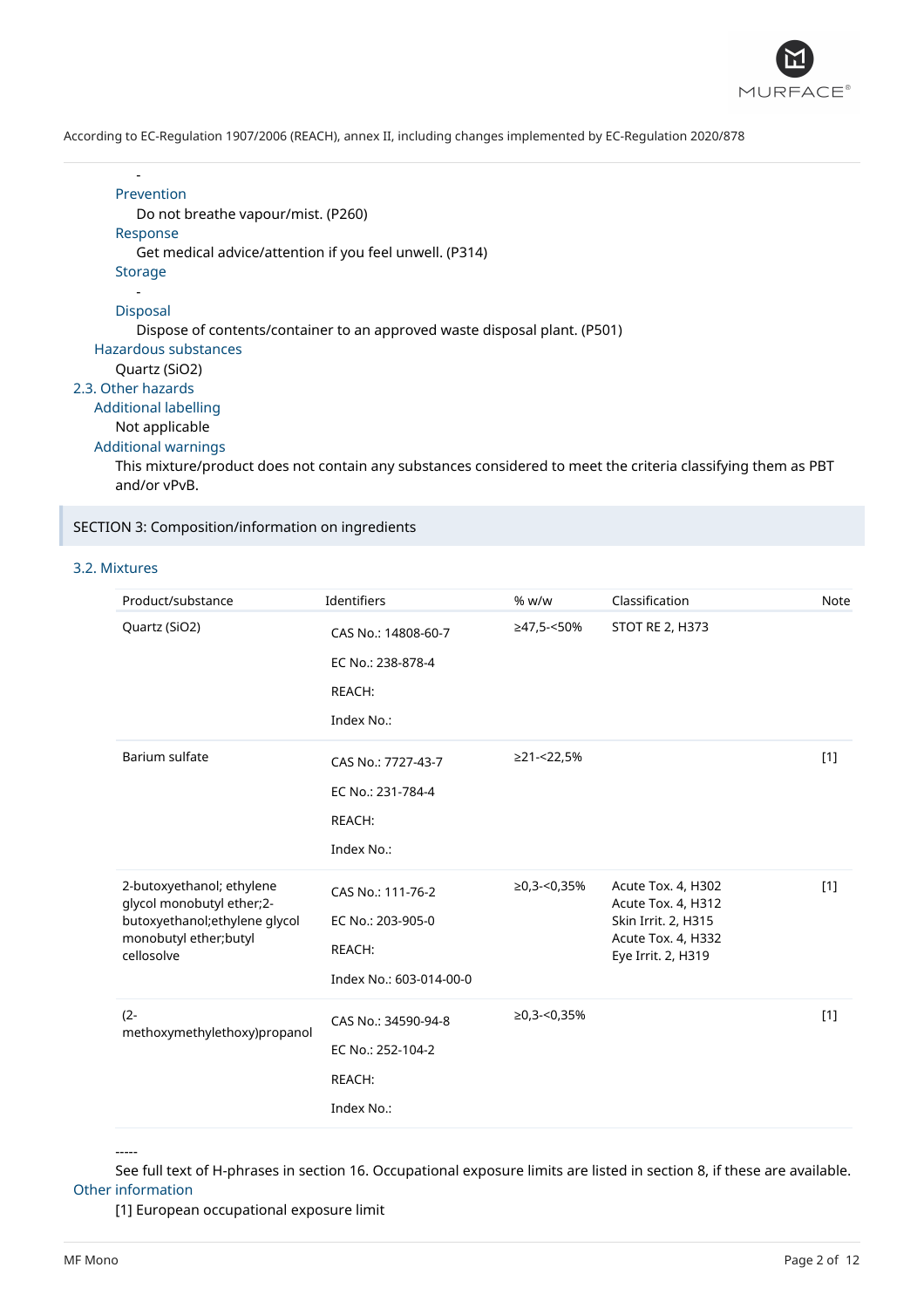-

Prevention

Do not breathe vapour/mist. (P260)

Response

Get medical advice/attention if you feel unwell. (P314)

Storage

-

Disposal

Dispose of contents/container to an approved waste disposal plant. (P501)

Hazardous substances

Quartz ($SiO_2$)

### 2.3. Other hazards

Additional labelling

Not applicable

Additional warnings

This mixture/product does not contain any substances considered to meet the criteria classifying them as PBT and/or vPvB.

## SECTION 3: Composition/information on ingredients

### 3.2. Mixtures

| Product/substance | Identifiers | % w/w | Classification | Note |
|---|---|---|---|---|
| Quartz ($SiO_2$) | CAS No.: 14808-60-7<br>EC No.: 238-878-4<br>REACH:<br>Index No.: | ≥47,5-<50% | STOT RE 2, H373 | |
| Barium sulfate | CAS No.: 7727-43-7<br>EC No.: 231-784-4<br>REACH:<br>Index No.: | ≥21-<22,5% | | [1] |
| 2-butoxyethanol; ethylene glycol monobutyl ether;2-butoxyethanol;ethylene glycol monobutyl ether;butyl cellosolve | CAS No.: 111-76-2<br>EC No.: 203-905-0<br>REACH:<br>Index No.: 603-014-00-0 | ≥0,3-<0,35% | Acute Tox. 4, H302<br>Acute Tox. 4, H312<br>Skin Irrit. 2, H315<br>Acute Tox. 4, H332<br>Eye Irrit. 2, H319 | [1] |
| (2-methoxymethylethoxy)propanol | CAS No.: 34590-94-8<br>EC No.: 252-104-2<br>REACH:<br>Index No.: | ≥0,3-<0,35% | | [1] |

-----

See full text of H-phrases in section 16. Occupational exposure limits are listed in section 8, if these are available.

Other information

[1] European occupational exposure limit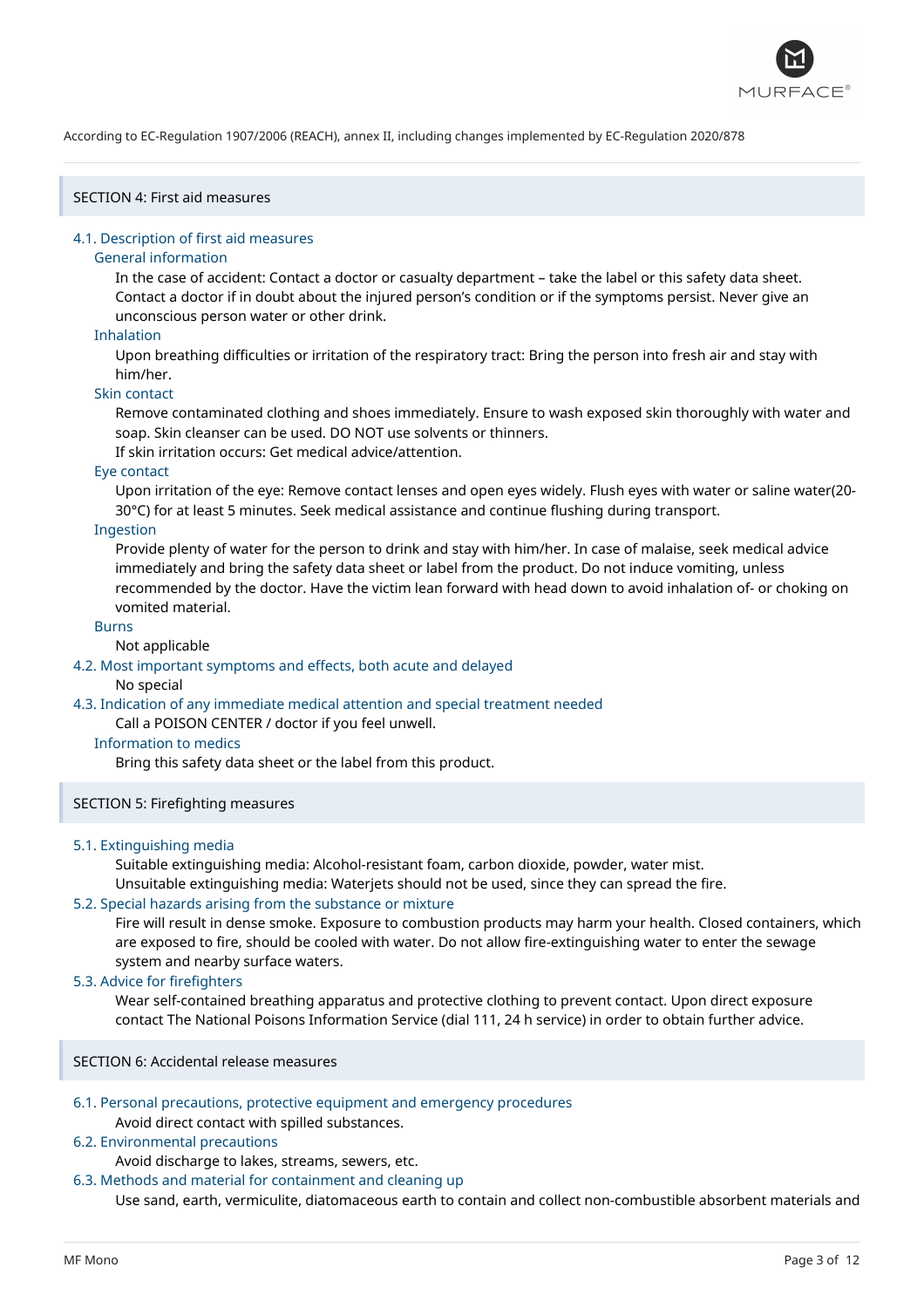According to EC-Regulation 1907/2006 (REACH), annex II, including changes implemented by EC-Regulation 2020/878

## SECTION 4: First aid measures

### 4.1. Description of first aid measures

#### General information

In the case of accident: Contact a doctor or casualty department – take the label or this safety data sheet. Contact a doctor if in doubt about the injured person's condition or if the symptoms persist. Never give an unconscious person water or other drink.

#### Inhalation

Upon breathing difficulties or irritation of the respiratory tract: Bring the person into fresh air and stay with him/her.

#### Skin contact

Remove contaminated clothing and shoes immediately. Ensure to wash exposed skin thoroughly with water and soap. Skin cleanser can be used. DO NOT use solvents or thinners.
If skin irritation occurs: Get medical advice/attention.

#### Eye contact

Upon irritation of the eye: Remove contact lenses and open eyes widely. Flush eyes with water or saline water(20-30°C) for at least 5 minutes. Seek medical assistance and continue flushing during transport.

#### Ingestion

Provide plenty of water for the person to drink and stay with him/her. In case of malaise, seek medical advice immediately and bring the safety data sheet or label from the product. Do not induce vomiting, unless recommended by the doctor. Have the victim lean forward with head down to avoid inhalation of- or choking on vomited material.

#### Burns

Not applicable

### 4.2. Most important symptoms and effects, both acute and delayed

No special

### 4.3. Indication of any immediate medical attention and special treatment needed

Call a POISON CENTER / doctor if you feel unwell.

#### Information to medics

Bring this safety data sheet or the label from this product.

## SECTION 5: Firefighting measures

### 5.1. Extinguishing media

Suitable extinguishing media: Alcohol-resistant foam, carbon dioxide, powder, water mist.
Unsuitable extinguishing media: Waterjets should not be used, since they can spread the fire.

### 5.2. Special hazards arising from the substance or mixture

Fire will result in dense smoke. Exposure to combustion products may harm your health. Closed containers, which are exposed to fire, should be cooled with water. Do not allow fire-extinguishing water to enter the sewage system and nearby surface waters.

### 5.3. Advice for firefighters

Wear self-contained breathing apparatus and protective clothing to prevent contact. Upon direct exposure contact The National Poisons Information Service (dial 111, 24 h service) in order to obtain further advice.

## SECTION 6: Accidental release measures

### 6.1. Personal precautions, protective equipment and emergency procedures

Avoid direct contact with spilled substances.

### 6.2. Environmental precautions

Avoid discharge to lakes, streams, sewers, etc.

### 6.3. Methods and material for containment and cleaning up

Use sand, earth, vermiculite, diatomaceous earth to contain and collect non-combustible absorbent materials and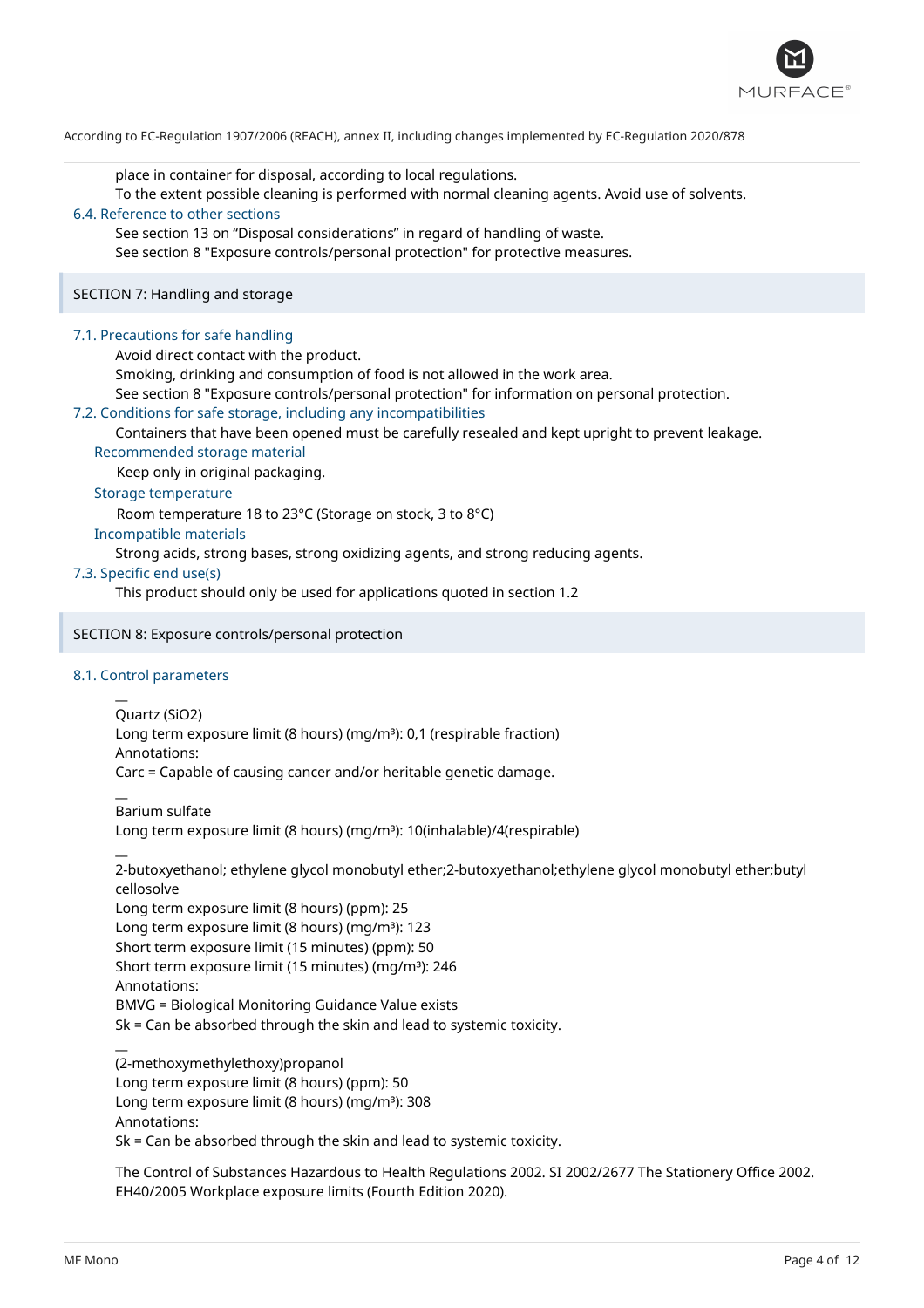place in container for disposal, according to local regulations.
To the extent possible cleaning is performed with normal cleaning agents. Avoid use of solvents.

### 6.4. Reference to other sections

See section 13 on "Disposal considerations" in regard of handling of waste.
See section 8 "Exposure controls/personal protection" for protective measures.

## SECTION 7: Handling and storage

### 7.1. Precautions for safe handling

Avoid direct contact with the product.
Smoking, drinking and consumption of food is not allowed in the work area.
See section 8 "Exposure controls/personal protection" for information on personal protection.

### 7.2. Conditions for safe storage, including any incompatibilities

Containers that have been opened must be carefully resealed and kept upright to prevent leakage.

#### Recommended storage material

Keep only in original packaging.

#### Storage temperature

Room temperature 18 to 23°C (Storage on stock, 3 to 8°C)

#### Incompatible materials

Strong acids, strong bases, strong oxidizing agents, and strong reducing agents.

### 7.3. Specific end use(s)

This product should only be used for applications quoted in section 1.2

## SECTION 8: Exposure controls/personal protection

### 8.1. Control parameters

—
Quartz ($SiO_2$)
Long term exposure limit (8 hours) (mg/m³): 0,1 (respirable fraction)
Annotations:
Carc = Capable of causing cancer and/or heritable genetic damage.

—
Barium sulfate
Long term exposure limit (8 hours) (mg/m³): 10(inhalable)/4(respirable)

—
2-butoxyethanol; ethylene glycol monobutyl ether;2-butoxyethanol;ethylene glycol monobutyl ether;butyl cellosolve
Long term exposure limit (8 hours) (ppm): 25
Long term exposure limit (8 hours) (mg/m³): 123
Short term exposure limit (15 minutes) (ppm): 50
Short term exposure limit (15 minutes) (mg/m³): 246
Annotations:
BMVG = Biological Monitoring Guidance Value exists
Sk = Can be absorbed through the skin and lead to systemic toxicity.

—
(2-methoxymethylethoxy)propanol
Long term exposure limit (8 hours) (ppm): 50
Long term exposure limit (8 hours) (mg/m³): 308
Annotations:
Sk = Can be absorbed through the skin and lead to systemic toxicity.

The Control of Substances Hazardous to Health Regulations 2002. SI 2002/2677 The Stationery Office 2002.
EH40/2005 Workplace exposure limits (Fourth Edition 2020).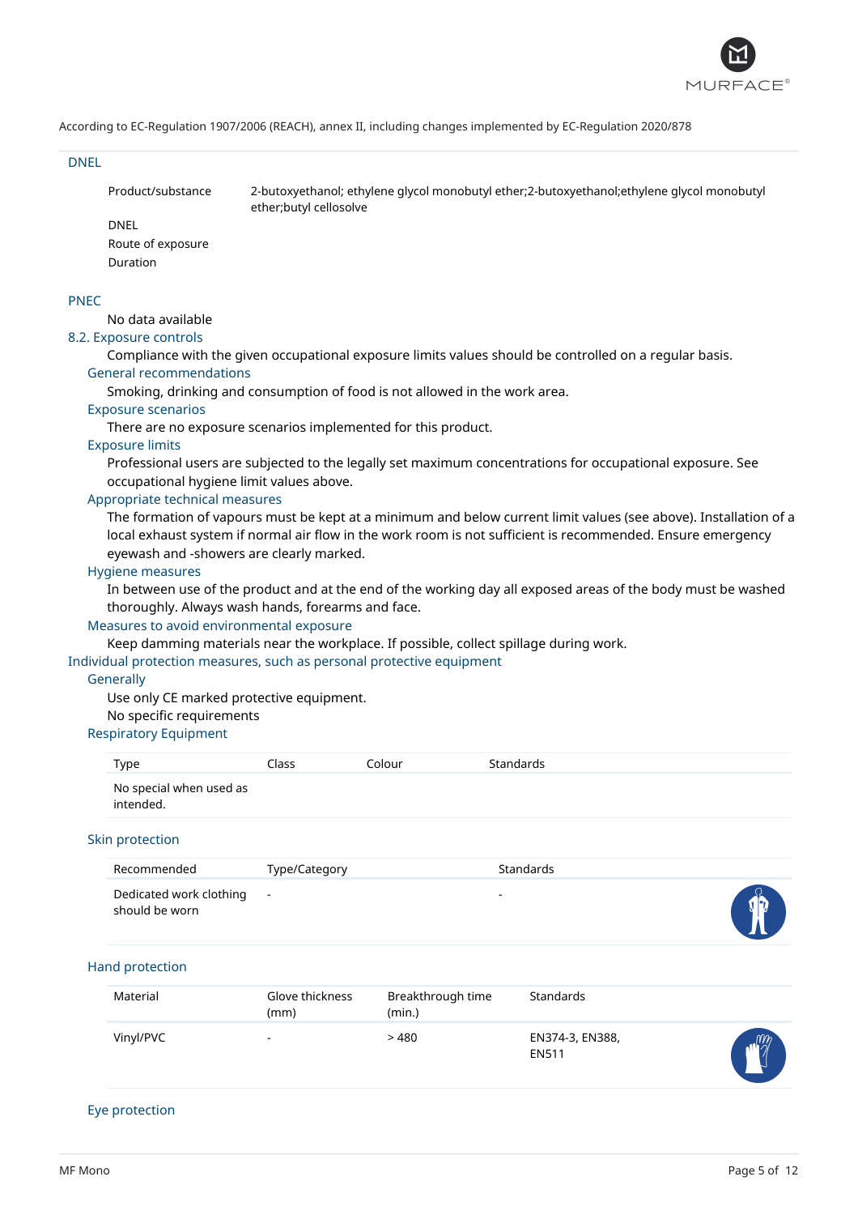According to EC-Regulation 1907/2006 (REACH), annex II, including changes implemented by EC-Regulation 2020/878

### DNEL

| | |
|---|---|
| Product/substance | 2-butoxyethanol; ethylene glycol monobutyl ether;2-butoxyethanol;ethylene glycol monobutyl ether;butyl cellosolve |
| DNEL | |
| Route of exposure | |
| Duration | |

### PNEC

No data available

### 8.2. Exposure controls

Compliance with the given occupational exposure limits values should be controlled on a regular basis.

#### General recommendations

Smoking, drinking and consumption of food is not allowed in the work area.

#### Exposure scenarios

There are no exposure scenarios implemented for this product.

#### Exposure limits

Professional users are subjected to the legally set maximum concentrations for occupational exposure. See occupational hygiene limit values above.

#### Appropriate technical measures

The formation of vapours must be kept at a minimum and below current limit values (see above). Installation of a local exhaust system if normal air flow in the work room is not sufficient is recommended. Ensure emergency eyewash and -showers are clearly marked.

#### Hygiene measures

In between use of the product and at the end of the working day all exposed areas of the body must be washed thoroughly. Always wash hands, forearms and face.

#### Measures to avoid environmental exposure

Keep damming materials near the workplace. If possible, collect spillage during work.

### Individual protection measures, such as personal protective equipment

#### Generally

Use only CE marked protective equipment.

No specific requirements

#### Respiratory Equipment

| Type | Class | Colour | Standards |
|---|---|---|---|
| No special when used as intended. | | | |

#### Skin protection

| Recommended | Type/Category | Standards |
|---|---|---|
| Dedicated work clothing should be worn | - | - |

#### Hand protection

| Material | Glove thickness (mm) | Breakthrough time (min.) | Standards |
|---|---|---|---|
| Vinyl/PVC | - | > 480 | EN374-3, EN388, EN511 |

#### Eye protection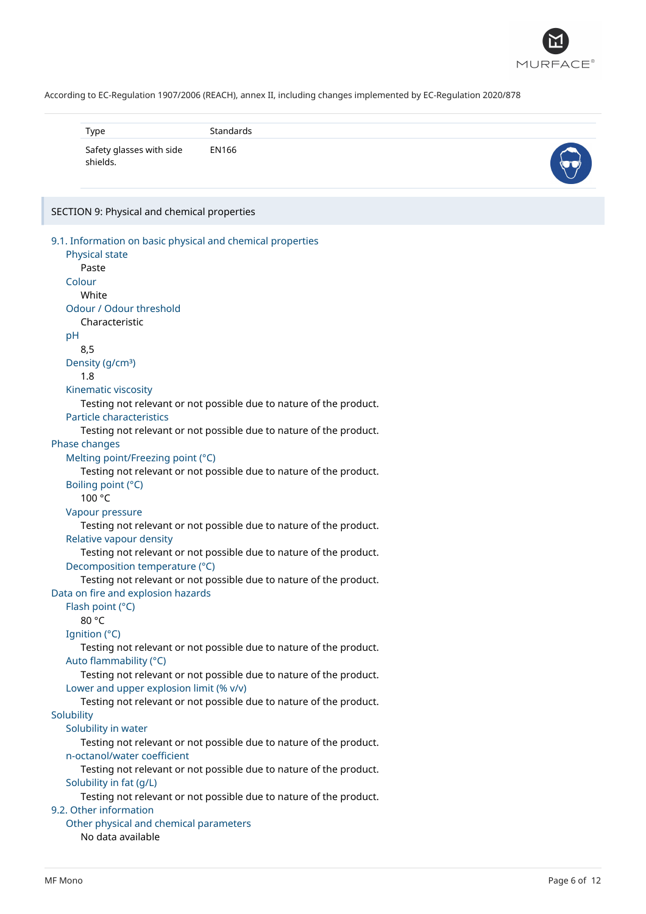According to EC-Regulation 1907/2006 (REACH), annex II, including changes implemented by EC-Regulation 2020/878

| Type | Standards |
| --- | --- |
| Safety glasses with side shields. | EN166 |

## SECTION 9: Physical and chemical properties

### 9.1. Information on basic physical and chemical properties

**Physical state**
Paste

**Colour**
White

**Odour / Odour threshold**
Characteristic

**pH**
8,5

**Density (g/cm³)**
1.8

**Kinematic viscosity**
Testing not relevant or not possible due to nature of the product.

**Particle characteristics**
Testing not relevant or not possible due to nature of the product.

#### Phase changes

**Melting point/Freezing point (°C)**
Testing not relevant or not possible due to nature of the product.

**Boiling point (°C)**
100 °C

**Vapour pressure**
Testing not relevant or not possible due to nature of the product.

**Relative vapour density**
Testing not relevant or not possible due to nature of the product.

**Decomposition temperature (°C)**
Testing not relevant or not possible due to nature of the product.

#### Data on fire and explosion hazards

**Flash point (°C)**
80 °C

**Ignition (°C)**
Testing not relevant or not possible due to nature of the product.

**Auto flammability (°C)**
Testing not relevant or not possible due to nature of the product.

**Lower and upper explosion limit (% v/v)**
Testing not relevant or not possible due to nature of the product.

#### Solubility

**Solubility in water**
Testing not relevant or not possible due to nature of the product.

**n-octanol/water coefficient**
Testing not relevant or not possible due to nature of the product.

**Solubility in fat (g/L)**
Testing not relevant or not possible due to nature of the product.

### 9.2. Other information

**Other physical and chemical parameters**
No data available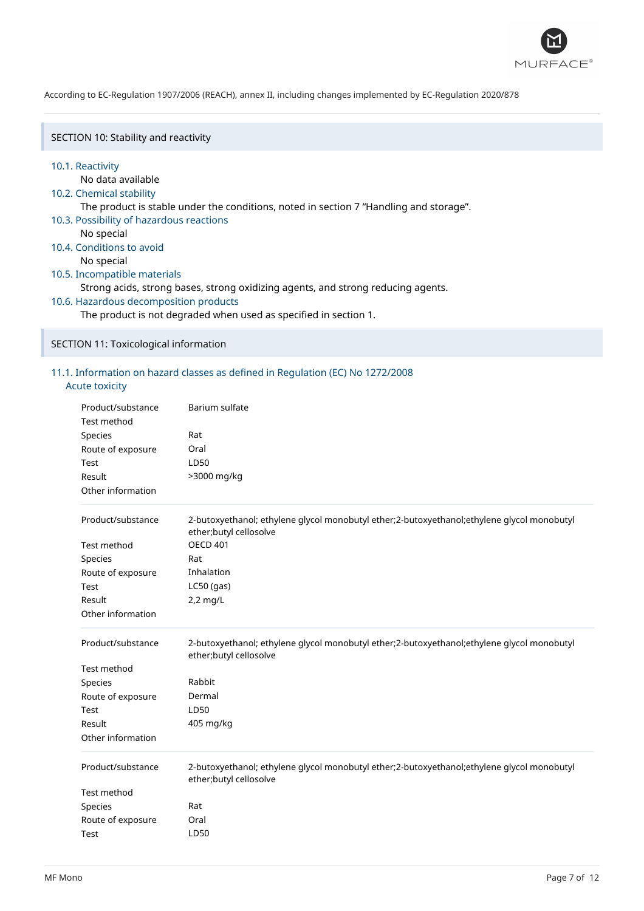According to EC-Regulation 1907/2006 (REACH), annex II, including changes implemented by EC-Regulation 2020/878

## SECTION 10: Stability and reactivity

### 10.1. Reactivity

No data available

### 10.2. Chemical stability

The product is stable under the conditions, noted in section 7 “Handling and storage”.

### 10.3. Possibility of hazardous reactions

No special

### 10.4. Conditions to avoid

No special

### 10.5. Incompatible materials

Strong acids, strong bases, strong oxidizing agents, and strong reducing agents.

### 10.6. Hazardous decomposition products

The product is not degraded when used as specified in section 1.

## SECTION 11: Toxicological information

### 11.1. Information on hazard classes as defined in Regulation (EC) No 1272/2008

#### Acute toxicity

| | |
|---|---|
| Product/substance | Barium sulfate |
| Test method | |
| Species | Rat |
| Route of exposure | Oral |
| Test | LD50 |
| Result | >3000 mg/kg |
| Other information | |

| | |
|---|---|
| Product/substance | 2-butoxyethanol; ethylene glycol monobutyl ether;2-butoxyethanol;ethylene glycol monobutyl ether;butyl cellosolve |
| Test method | OECD 401 |
| Species | Rat |
| Route of exposure | Inhalation |
| Test | LC50 (gas) |
| Result | 2,2 mg/L |
| Other information | |

| | |
|---|---|
| Product/substance | 2-butoxyethanol; ethylene glycol monobutyl ether;2-butoxyethanol;ethylene glycol monobutyl ether;butyl cellosolve |
| Test method | |
| Species | Rabbit |
| Route of exposure | Dermal |
| Test | LD50 |
| Result | 405 mg/kg |
| Other information | |

| | |
|---|---|
| Product/substance | 2-butoxyethanol; ethylene glycol monobutyl ether;2-butoxyethanol;ethylene glycol monobutyl ether;butyl cellosolve |
| Test method | |
| Species | Rat |
| Route of exposure | Oral |
| Test | LD50 |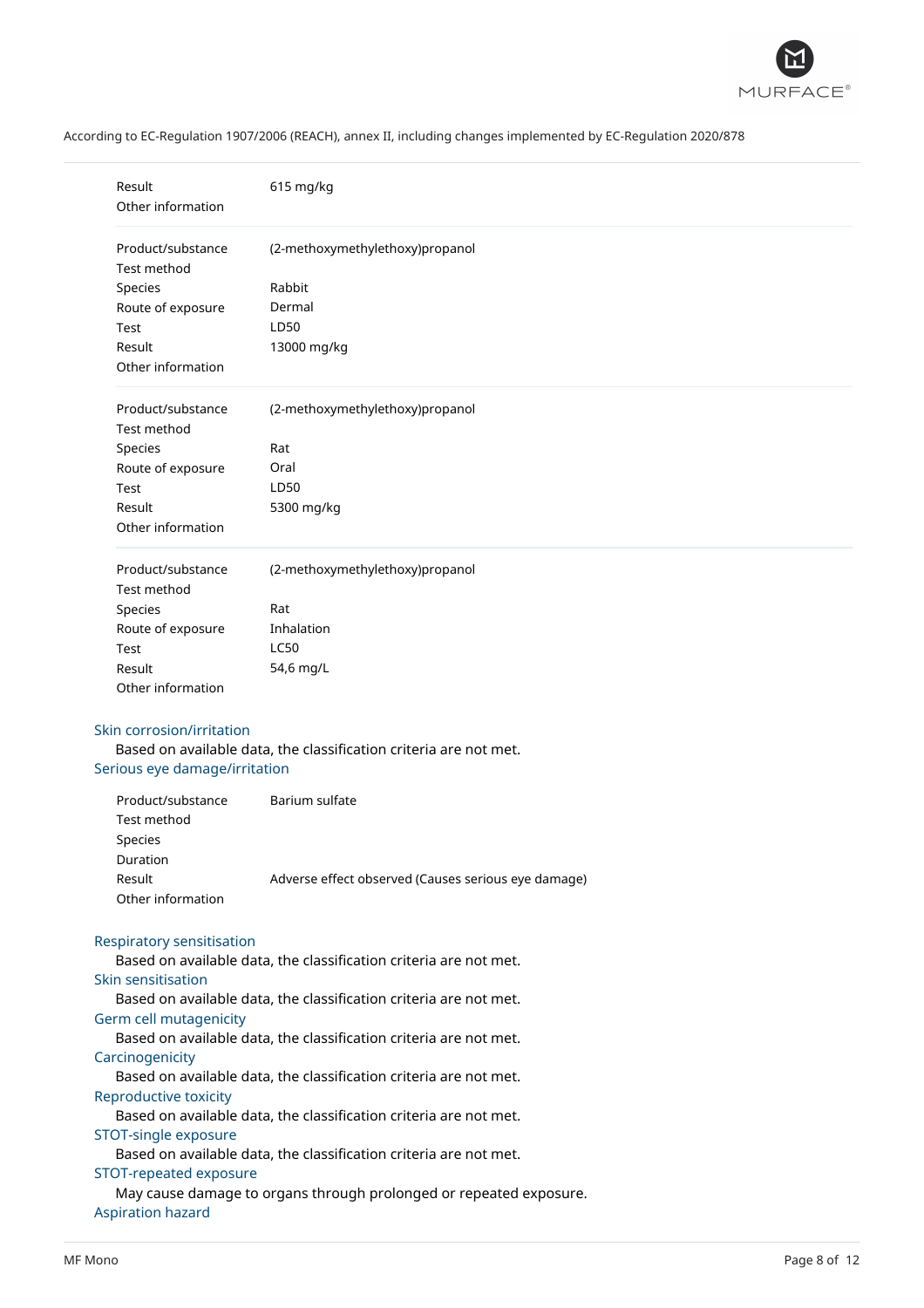According to EC-Regulation 1907/2006 (REACH), annex II, including changes implemented by EC-Regulation 2020/878

| | |
|---|---|
| Result | 615 mg/kg |
| Other information | |

| | |
|---|---|
| Product/substance | (2-methoxymethylethoxy)propanol |
| Test method | |
| Species | Rabbit |
| Route of exposure | Dermal |
| Test | LD50 |
| Result | 13000 mg/kg |
| Other information | |

| | |
|---|---|
| Product/substance | (2-methoxymethylethoxy)propanol |
| Test method | |
| Species | Rat |
| Route of exposure | Oral |
| Test | LD50 |
| Result | 5300 mg/kg |
| Other information | |

| | |
|---|---|
| Product/substance | (2-methoxymethylethoxy)propanol |
| Test method | |
| Species | Rat |
| Route of exposure | Inhalation |
| Test | LC50 |
| Result | 54,6 mg/L |
| Other information | |

### Skin corrosion/irritation

Based on available data, the classification criteria are not met.

### Serious eye damage/irritation

| | |
|---|---|
| Product/substance | Barium sulfate |
| Test method | |
| Species | |
| Duration | |
| Result | Adverse effect observed (Causes serious eye damage) |
| Other information | |

### Respiratory sensitisation

Based on available data, the classification criteria are not met.

### Skin sensitisation

Based on available data, the classification criteria are not met.

### Germ cell mutagenicity

Based on available data, the classification criteria are not met.

### Carcinogenicity

Based on available data, the classification criteria are not met.

### Reproductive toxicity

Based on available data, the classification criteria are not met.

### STOT-single exposure

Based on available data, the classification criteria are not met.

### STOT-repeated exposure

May cause damage to organs through prolonged or repeated exposure.

### Aspiration hazard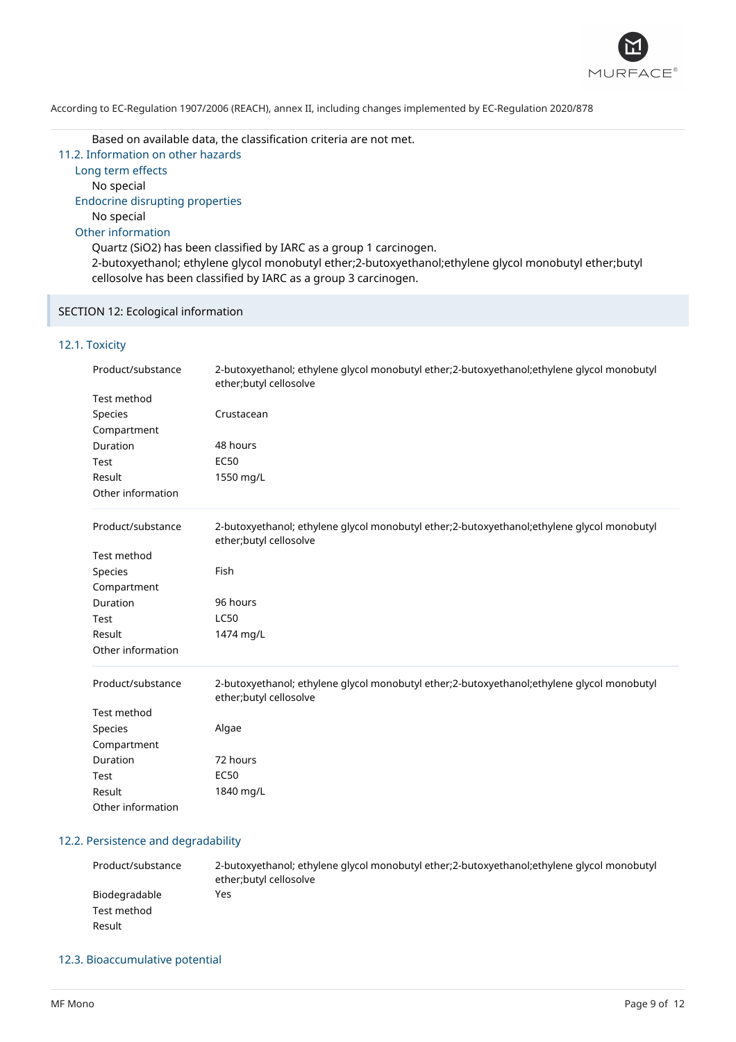Based on available data, the classification criteria are not met.

### 11.2. Information on other hazards

#### Long term effects

No special

#### Endocrine disrupting properties

No special

#### Other information

Quartz ($SiO_2$) has been classified by IARC as a group 1 carcinogen.
2-butoxyethanol; ethylene glycol monobutyl ether;2-butoxyethanol;ethylene glycol monobutyl ether;butyl cellosolve has been classified by IARC as a group 3 carcinogen.

## SECTION 12: Ecological information

### 12.1. Toxicity

| | |
|---|---|
| Product/substance | 2-butoxyethanol; ethylene glycol monobutyl ether;2-butoxyethanol;ethylene glycol monobutyl ether;butyl cellosolve |
| Test method | |
| Species | Crustacean |
| Compartment | |
| Duration | 48 hours |
| Test | EC50 |
| Result | 1550 mg/L |
| Other information | |

| | |
|---|---|
| Product/substance | 2-butoxyethanol; ethylene glycol monobutyl ether;2-butoxyethanol;ethylene glycol monobutyl ether;butyl cellosolve |
| Test method | |
| Species | Fish |
| Compartment | |
| Duration | 96 hours |
| Test | LC50 |
| Result | 1474 mg/L |
| Other information | |

| | |
|---|---|
| Product/substance | 2-butoxyethanol; ethylene glycol monobutyl ether;2-butoxyethanol;ethylene glycol monobutyl ether;butyl cellosolve |
| Test method | |
| Species | Algae |
| Compartment | |
| Duration | 72 hours |
| Test | EC50 |
| Result | 1840 mg/L |
| Other information | |

### 12.2. Persistence and degradability

| | |
|---|---|
| Product/substance | 2-butoxyethanol; ethylene glycol monobutyl ether;2-butoxyethanol;ethylene glycol monobutyl ether;butyl cellosolve |
| Biodegradable | Yes |
| Test method | |
| Result | |

### 12.3. Bioaccumulative potential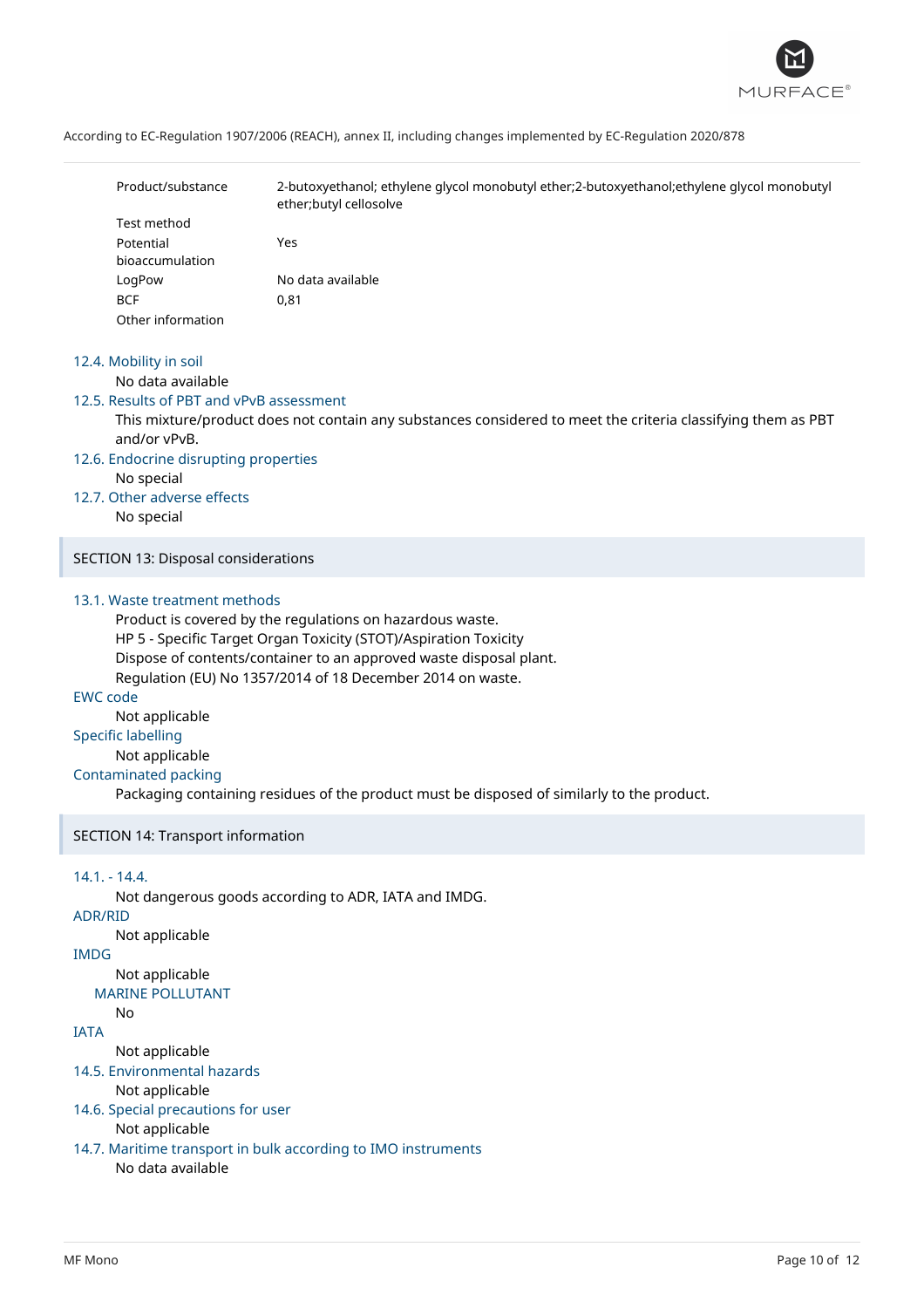| | |
|---|---|
| Product/substance | 2-butoxyethanol; ethylene glycol monobutyl ether;2-butoxyethanol;ethylene glycol monobutyl ether;butyl cellosolve |
| Test method | |
| Potential bioaccumulation | Yes |
| LogPow | No data available |
| BCF | 0,81 |
| Other information | |

### 12.4. Mobility in soil

No data available

### 12.5. Results of PBT and vPvB assessment

This mixture/product does not contain any substances considered to meet the criteria classifying them as PBT and/or vPvB.

### 12.6. Endocrine disrupting properties

No special

### 12.7. Other adverse effects

No special

## SECTION 13: Disposal considerations

### 13.1. Waste treatment methods

Product is covered by the regulations on hazardous waste.
HP 5 - Specific Target Organ Toxicity (STOT)/Aspiration Toxicity
Dispose of contents/container to an approved waste disposal plant.
Regulation (EU) No 1357/2014 of 18 December 2014 on waste.

### EWC code

Not applicable

### Specific labelling

Not applicable

### Contaminated packing

Packaging containing residues of the product must be disposed of similarly to the product.

## SECTION 14: Transport information

### 14.1. - 14.4.

Not dangerous goods according to ADR, IATA and IMDG.

### ADR/RID

Not applicable

### IMDG

Not applicable

#### MARINE POLLUTANT

No

### IATA

Not applicable

### 14.5. Environmental hazards

Not applicable

### 14.6. Special precautions for user

Not applicable

### 14.7. Maritime transport in bulk according to IMO instruments

No data available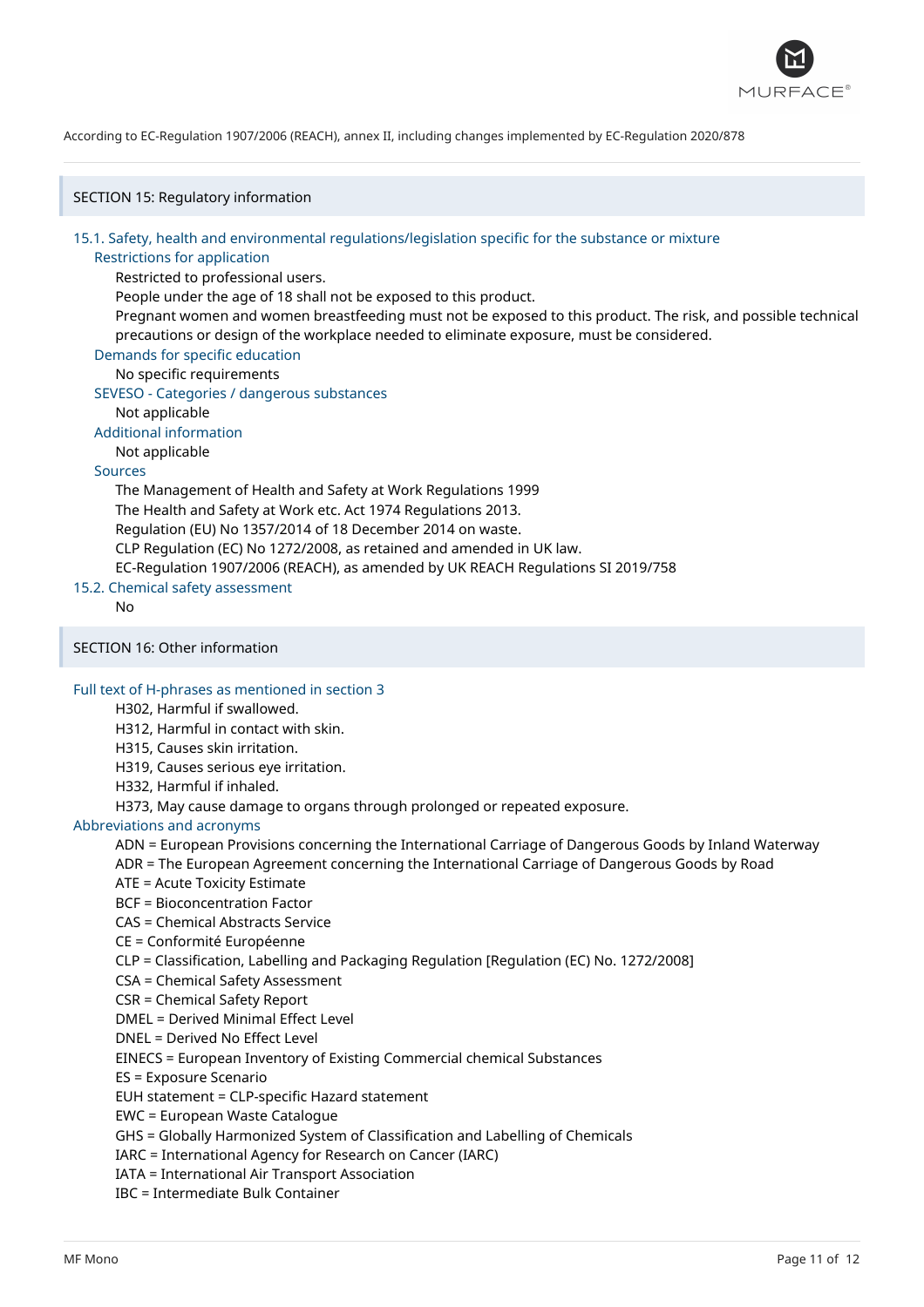## SECTION 15: Regulatory information

### 15.1. Safety, health and environmental regulations/legislation specific for the substance or mixture

**Restrictions for application**

Restricted to professional users.
People under the age of 18 shall not be exposed to this product.
Pregnant women and women breastfeeding must not be exposed to this product. The risk, and possible technical precautions or design of the workplace needed to eliminate exposure, must be considered.

**Demands for specific education**

No specific requirements

**SEVESO - Categories / dangerous substances**

Not applicable

**Additional information**

Not applicable

**Sources**

The Management of Health and Safety at Work Regulations 1999
The Health and Safety at Work etc. Act 1974 Regulations 2013.
Regulation (EU) No 1357/2014 of 18 December 2014 on waste.
CLP Regulation (EC) No 1272/2008, as retained and amended in UK law.
EC-Regulation 1907/2006 (REACH), as amended by UK REACH Regulations SI 2019/758

### 15.2. Chemical safety assessment

No

## SECTION 16: Other information

**Full text of H-phrases as mentioned in section 3**

H302, Harmful if swallowed.
H312, Harmful in contact with skin.
H315, Causes skin irritation.
H319, Causes serious eye irritation.
H332, Harmful if inhaled.
H373, May cause damage to organs through prolonged or repeated exposure.

**Abbreviations and acronyms**

ADN = European Provisions concerning the International Carriage of Dangerous Goods by Inland Waterway
ADR = The European Agreement concerning the International Carriage of Dangerous Goods by Road
ATE = Acute Toxicity Estimate
BCF = Bioconcentration Factor
CAS = Chemical Abstracts Service
CE = Conformité Européenne
CLP = Classification, Labelling and Packaging Regulation [Regulation (EC) No. 1272/2008]
CSA = Chemical Safety Assessment
CSR = Chemical Safety Report
DMEL = Derived Minimal Effect Level
DNEL = Derived No Effect Level
EINECS = European Inventory of Existing Commercial chemical Substances
ES = Exposure Scenario
EUH statement = CLP-specific Hazard statement
EWC = European Waste Catalogue
GHS = Globally Harmonized System of Classification and Labelling of Chemicals
IARC = International Agency for Research on Cancer (IARC)
IATA = International Air Transport Association
IBC = Intermediate Bulk Container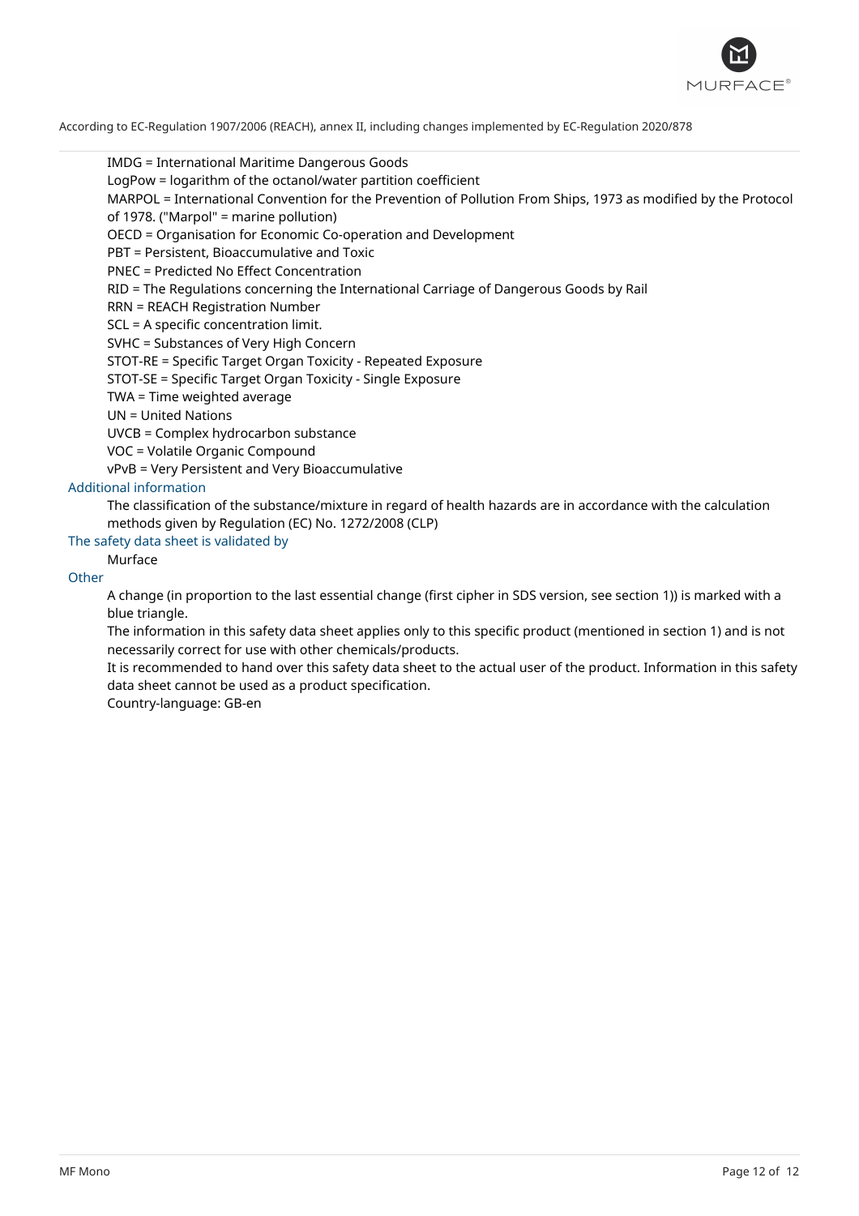IMDG = International Maritime Dangerous Goods
LogPow = logarithm of the octanol/water partition coefficient
MARPOL = International Convention for the Prevention of Pollution From Ships, 1973 as modified by the Protocol of 1978. ("Marpol" = marine pollution)
OECD = Organisation for Economic Co-operation and Development
PBT = Persistent, Bioaccumulative and Toxic
PNEC = Predicted No Effect Concentration
RID = The Regulations concerning the International Carriage of Dangerous Goods by Rail
RRN = REACH Registration Number
SCL = A specific concentration limit.
SVHC = Substances of Very High Concern
STOT-RE = Specific Target Organ Toxicity - Repeated Exposure
STOT-SE = Specific Target Organ Toxicity - Single Exposure
TWA = Time weighted average
UN = United Nations
UVCB = Complex hydrocarbon substance
VOC = Volatile Organic Compound
vPvB = Very Persistent and Very Bioaccumulative

### Additional information

The classification of the substance/mixture in regard of health hazards are in accordance with the calculation methods given by Regulation (EC) No. 1272/2008 (CLP)

### The safety data sheet is validated by

Murface

### Other

A change (in proportion to the last essential change (first cipher in SDS version, see section 1)) is marked with a blue triangle.
The information in this safety data sheet applies only to this specific product (mentioned in section 1) and is not necessarily correct for use with other chemicals/products.
It is recommended to hand over this safety data sheet to the actual user of the product. Information in this safety data sheet cannot be used as a product specification.
Country-language: GB-en